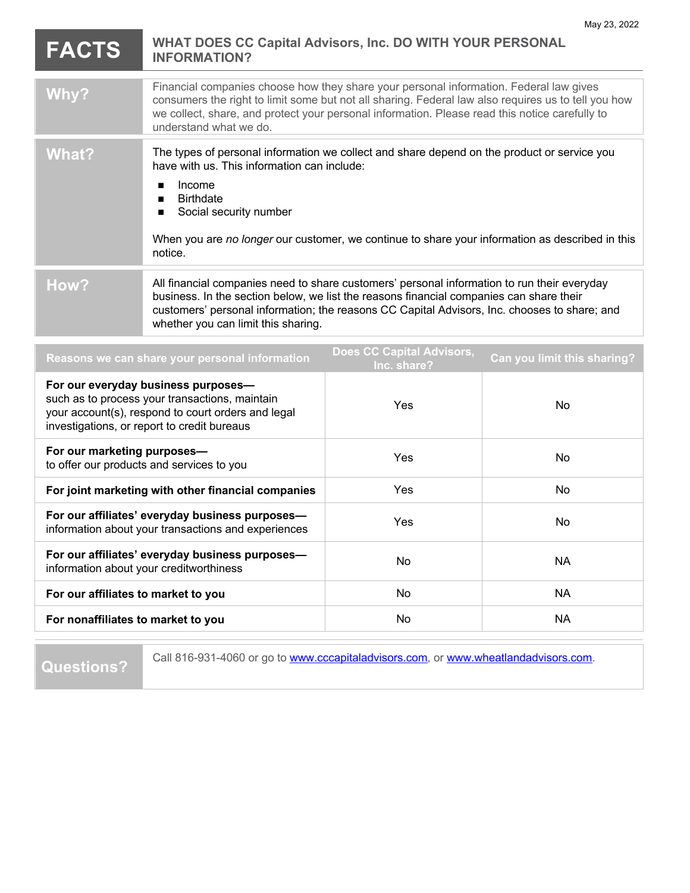May 23, 2022

# FACTS — WHAT DOES CC Capital Advisors, Inc. DO WITH YOUR PERSONAL INFORMATION?

| | |
|---|---|
| **Why?** | Financial companies choose how they share your personal information. Federal law gives consumers the right to limit some but not all sharing. Federal law also requires us to tell you how we collect, share, and protect your personal information. Please read this notice carefully to understand what we do. |
| **What?** | The types of personal information we collect and share depend on the product or service you have with us. This information can include:<br>■ Income<br>■ Birthdate<br>■ Social security number<br><br>When you are *no longer* our customer, we continue to share your information as described in this notice. |
| **How?** | All financial companies need to share customers' personal information to run their everyday business. In the section below, we list the reasons financial companies can share their customers' personal information; the reasons CC Capital Advisors, Inc. chooses to share; and whether you can limit this sharing. |

| Reasons we can share your personal information | Does CC Capital Advisors, Inc. share? | Can you limit this sharing? |
|---|---|---|
| **For our everyday business purposes—** such as to process your transactions, maintain your account(s), respond to court orders and legal investigations, or report to credit bureaus | Yes | No |
| **For our marketing purposes—** to offer our products and services to you | Yes | No |
| **For joint marketing with other financial companies** | Yes | No |
| **For our affiliates' everyday business purposes—** information about your transactions and experiences | Yes | No |
| **For our affiliates' everyday business purposes—** information about your creditworthiness | No | NA |
| **For our affiliates to market to you** | No | NA |
| **For nonaffiliates to market to you** | No | NA |

| | |
|---|---|
| **Questions?** | Call 816-931-4060 or go to www.cccapitaladvisors.com, or www.wheatlandadvisors.com. |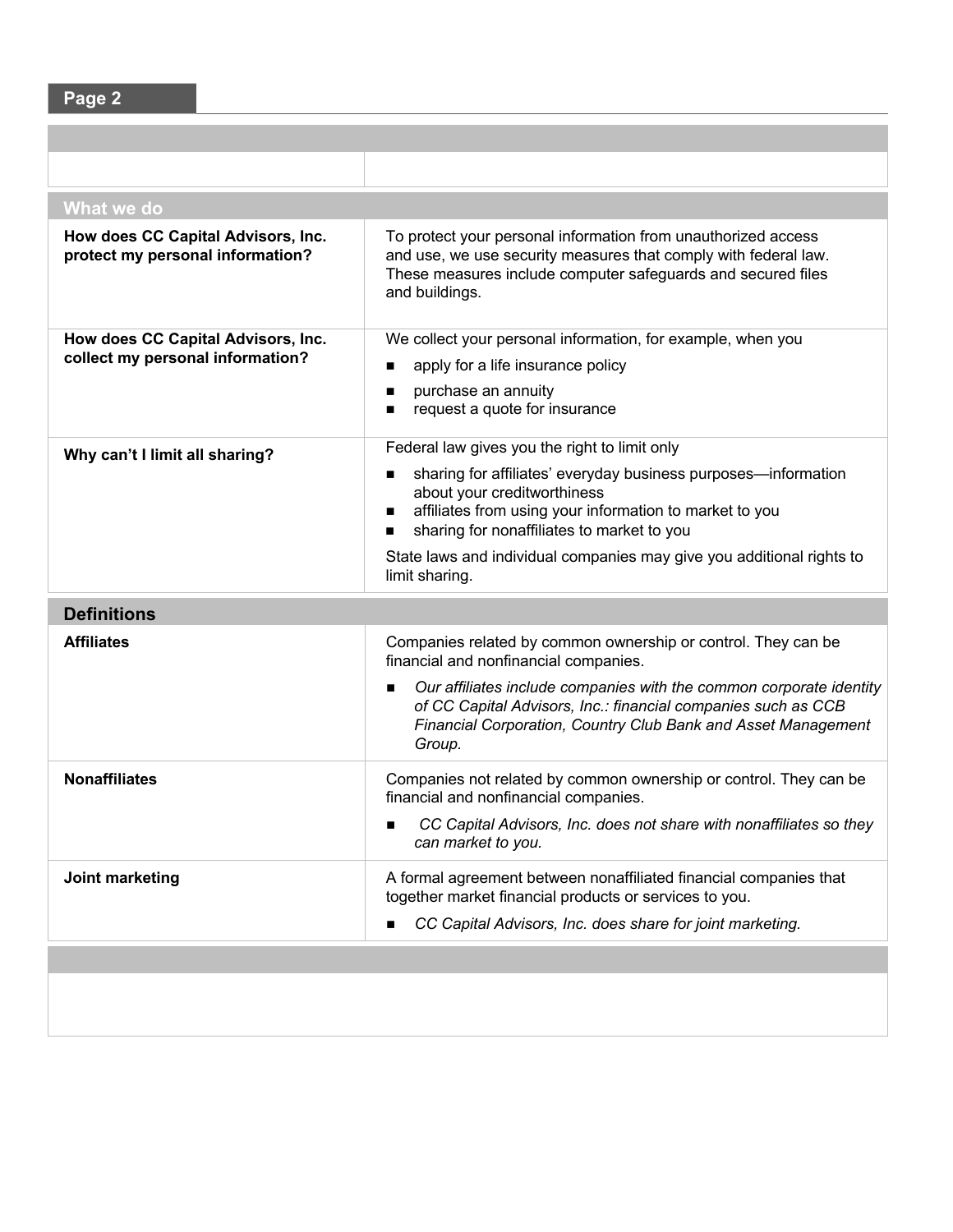## What we do

| | |
|---|---|
| **How does CC Capital Advisors, Inc. protect my personal information?** | To protect your personal information from unauthorized access and use, we use security measures that comply with federal law. These measures include computer safeguards and secured files and buildings. |
| **How does CC Capital Advisors, Inc. collect my personal information?** | We collect your personal information, for example, when you<br>■ apply for a life insurance policy<br>■ purchase an annuity<br>■ request a quote for insurance |
| **Why can't I limit all sharing?** | Federal law gives you the right to limit only<br>■ sharing for affiliates' everyday business purposes—information about your creditworthiness<br>■ affiliates from using your information to market to you<br>■ sharing for nonaffiliates to market to you<br>State laws and individual companies may give you additional rights to limit sharing. |

## Definitions

| | |
|---|---|
| **Affiliates** | Companies related by common ownership or control. They can be financial and nonfinancial companies.<br>■ *Our affiliates include companies with the common corporate identity of CC Capital Advisors, Inc.: financial companies such as CCB Financial Corporation, Country Club Bank and Asset Management Group.* |
| **Nonaffiliates** | Companies not related by common ownership or control. They can be financial and nonfinancial companies.<br>■ *CC Capital Advisors, Inc. does not share with nonaffiliates so they can market to you.* |
| **Joint marketing** | A formal agreement between nonaffiliated financial companies that together market financial products or services to you.<br>■ *CC Capital Advisors, Inc. does share for joint marketing.* |